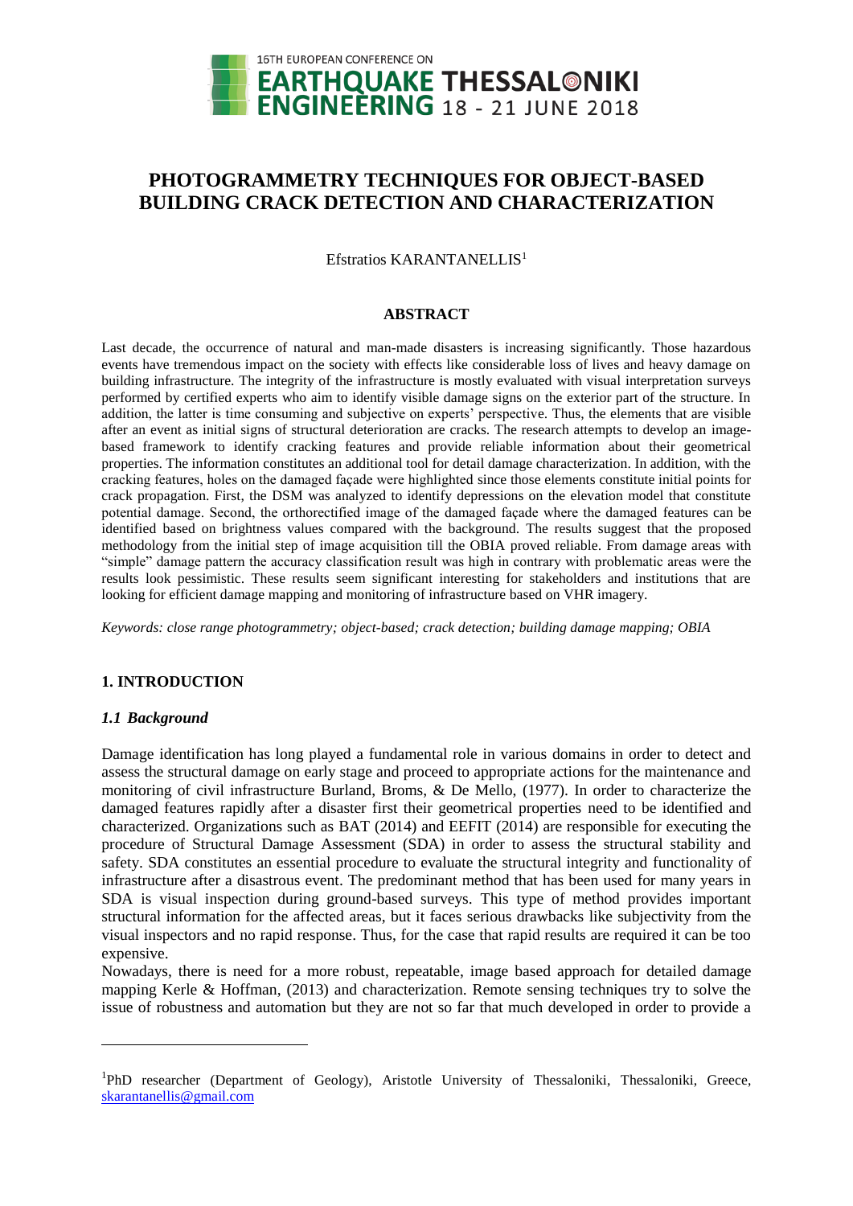# PHOTOGRAMMETRY TECHNIQUES FOR OBJECT-BASED BUILDING CRACK DETECTION AND CHARACTERIZATION

Efstratios KARANTANELLIS[1]

## ABSTRACT

Last decade, the occurrence of natural and man-made disasters is increasing significantly. Those hazardous events have tremendous impact on the society with effects like considerable loss of lives and heavy damage on building infrastructure. The integrity of the infrastructure is mostly evaluated with visual interpretation surveys performed by certified experts who aim to identify visible damage signs on the exterior part of the structure. In addition, the latter is time consuming and subjective on experts' perspective. Thus, the elements that are visible after an event as initial signs of structural deterioration are cracks. The research attempts to develop an image-based framework to identify cracking features and provide reliable information about their geometrical properties. The information constitutes an additional tool for detail damage characterization. In addition, with the cracking features, holes on the damaged façade were highlighted since those elements constitute initial points for crack propagation. First, the DSM was analyzed to identify depressions on the elevation model that constitute potential damage. Second, the orthorectified image of the damaged façade where the damaged features can be identified based on brightness values compared with the background. The results suggest that the proposed methodology from the initial step of image acquisition till the OBIA proved reliable. From damage areas with "simple" damage pattern the accuracy classification result was high in contrary with problematic areas were the results look pessimistic. These results seem significant interesting for stakeholders and institutions that are looking for efficient damage mapping and monitoring of infrastructure based on VHR imagery.

*Keywords: close range photogrammetry; object-based; crack detection; building damage mapping; OBIA*

## 1. INTRODUCTION

### *1.1 Background*

Damage identification has long played a fundamental role in various domains in order to detect and assess the structural damage on early stage and proceed to appropriate actions for the maintenance and monitoring of civil infrastructure Burland, Broms, & De Mello, (1977). In order to characterize the damaged features rapidly after a disaster first their geometrical properties need to be identified and characterized. Organizations such as BAT (2014) and EEFIT (2014) are responsible for executing the procedure of Structural Damage Assessment (SDA) in order to assess the structural stability and safety. SDA constitutes an essential procedure to evaluate the structural integrity and functionality of infrastructure after a disastrous event. The predominant method that has been used for many years in SDA is visual inspection during ground-based surveys. This type of method provides important structural information for the affected areas, but it faces serious drawbacks like subjectivity from the visual inspectors and no rapid response. Thus, for the case that rapid results are required it can be too expensive.

Nowadays, there is need for a more robust, repeatable, image based approach for detailed damage mapping Kerle & Hoffman, (2013) and characterization. Remote sensing techniques try to solve the issue of robustness and automation but they are not so far that much developed in order to provide a

[1]PhD researcher (Department of Geology), Aristotle University of Thessaloniki, Thessaloniki, Greece, skarantanellis@gmail.com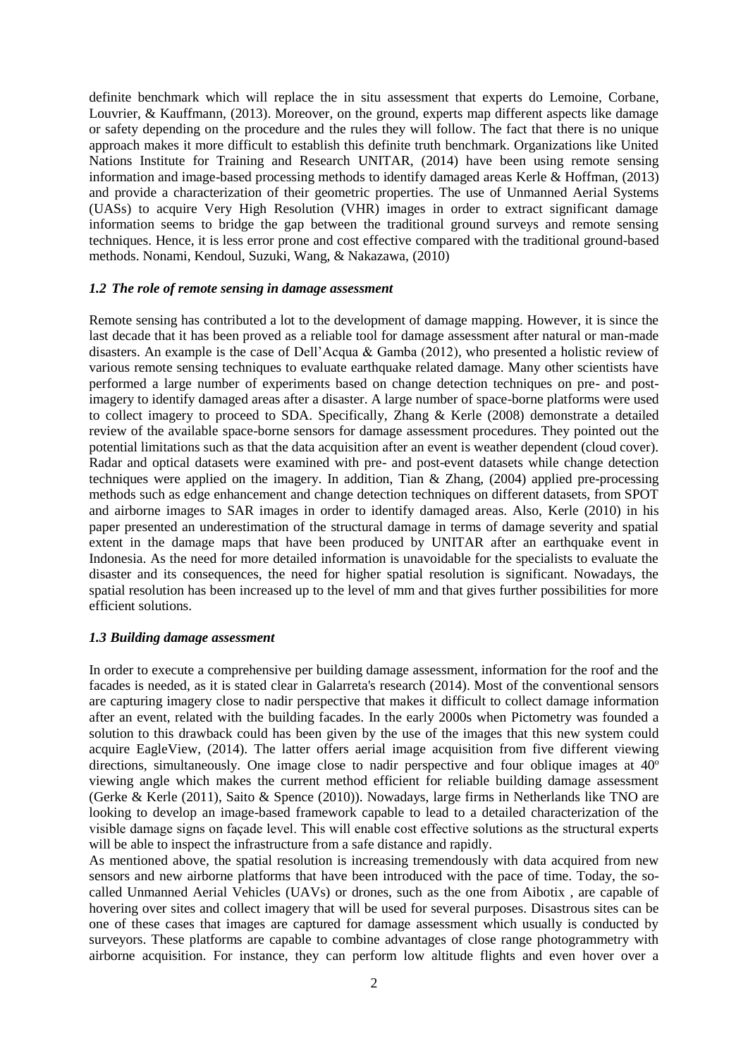definite benchmark which will replace the in situ assessment that experts do Lemoine, Corbane, Louvrier, & Kauffmann, (2013). Moreover, on the ground, experts map different aspects like damage or safety depending on the procedure and the rules they will follow. The fact that there is no unique approach makes it more difficult to establish this definite truth benchmark. Organizations like United Nations Institute for Training and Research UNITAR, (2014) have been using remote sensing information and image-based processing methods to identify damaged areas Kerle & Hoffman, (2013) and provide a characterization of their geometric properties. The use of Unmanned Aerial Systems (UASs) to acquire Very High Resolution (VHR) images in order to extract significant damage information seems to bridge the gap between the traditional ground surveys and remote sensing techniques. Hence, it is less error prone and cost effective compared with the traditional ground-based methods. Nonami, Kendoul, Suzuki, Wang, & Nakazawa, (2010)

### *1.2 The role of remote sensing in damage assessment*

Remote sensing has contributed a lot to the development of damage mapping. However, it is since the last decade that it has been proved as a reliable tool for damage assessment after natural or man-made disasters. An example is the case of Dell'Acqua & Gamba (2012), who presented a holistic review of various remote sensing techniques to evaluate earthquake related damage. Many other scientists have performed a large number of experiments based on change detection techniques on pre- and post-imagery to identify damaged areas after a disaster. A large number of space-borne platforms were used to collect imagery to proceed to SDA. Specifically, Zhang & Kerle (2008) demonstrate a detailed review of the available space-borne sensors for damage assessment procedures. They pointed out the potential limitations such as that the data acquisition after an event is weather dependent (cloud cover). Radar and optical datasets were examined with pre- and post-event datasets while change detection techniques were applied on the imagery. In addition, Tian & Zhang, (2004) applied pre-processing methods such as edge enhancement and change detection techniques on different datasets, from SPOT and airborne images to SAR images in order to identify damaged areas. Also, Kerle (2010) in his paper presented an underestimation of the structural damage in terms of damage severity and spatial extent in the damage maps that have been produced by UNITAR after an earthquake event in Indonesia. As the need for more detailed information is unavoidable for the specialists to evaluate the disaster and its consequences, the need for higher spatial resolution is significant. Nowadays, the spatial resolution has been increased up to the level of mm and that gives further possibilities for more efficient solutions.

### *1.3 Building damage assessment*

In order to execute a comprehensive per building damage assessment, information for the roof and the facades is needed, as it is stated clear in Galarreta's research (2014). Most of the conventional sensors are capturing imagery close to nadir perspective that makes it difficult to collect damage information after an event, related with the building facades. In the early 2000s when Pictometry was founded a solution to this drawback could has been given by the use of the images that this new system could acquire EagleView, (2014). The latter offers aerial image acquisition from five different viewing directions, simultaneously. One image close to nadir perspective and four oblique images at 40$^o$ viewing angle which makes the current method efficient for reliable building damage assessment (Gerke & Kerle (2011), Saito & Spence (2010)). Nowadays, large firms in Netherlands like TNO are looking to develop an image-based framework capable to lead to a detailed characterization of the visible damage signs on façade level. This will enable cost effective solutions as the structural experts will be able to inspect the infrastructure from a safe distance and rapidly.

As mentioned above, the spatial resolution is increasing tremendously with data acquired from new sensors and new airborne platforms that have been introduced with the pace of time. Today, the so-called Unmanned Aerial Vehicles (UAVs) or drones, such as the one from Aibotix , are capable of hovering over sites and collect imagery that will be used for several purposes. Disastrous sites can be one of these cases that images are captured for damage assessment which usually is conducted by surveyors. These platforms are capable to combine advantages of close range photogrammetry with airborne acquisition. For instance, they can perform low altitude flights and even hover over a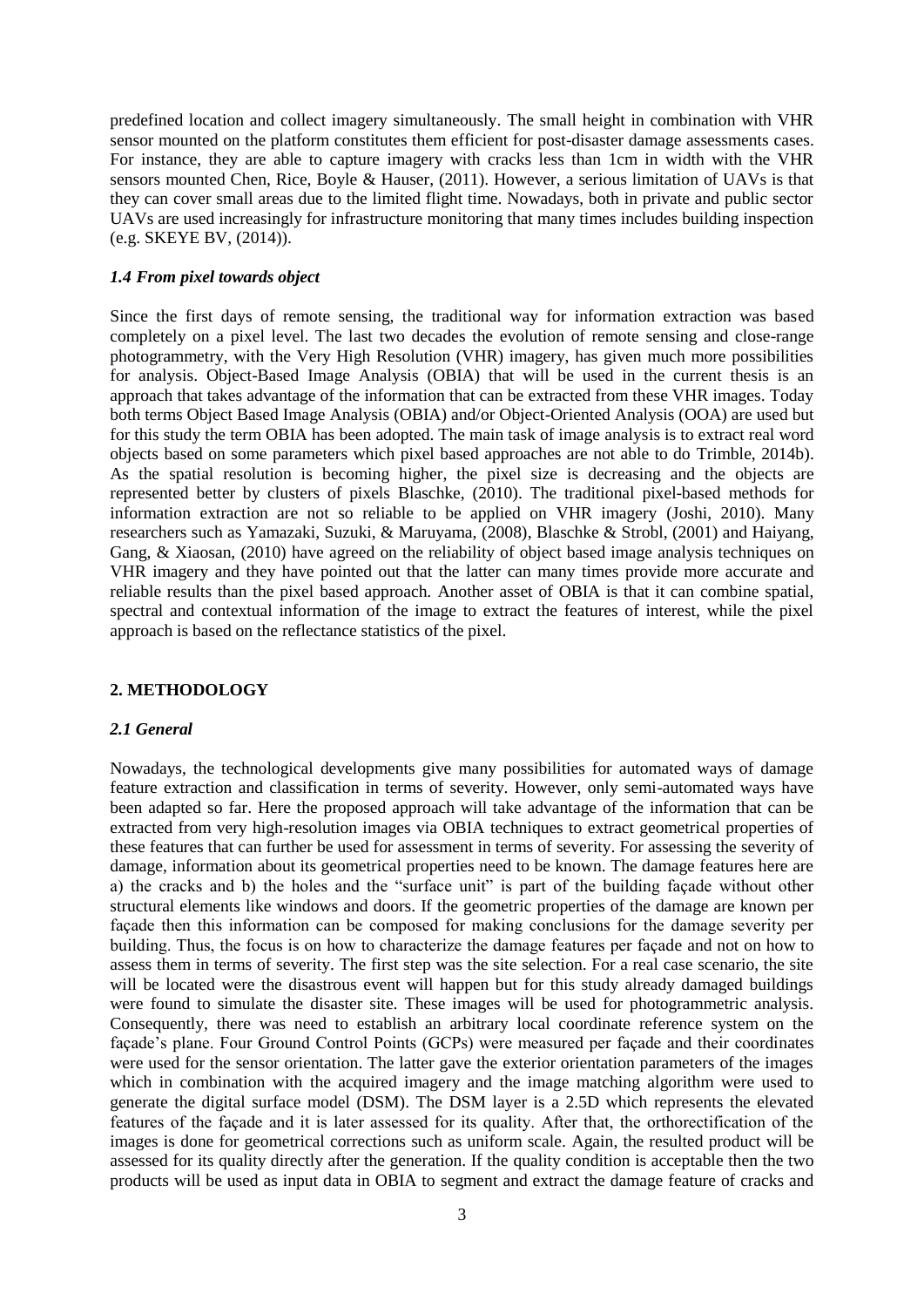predefined location and collect imagery simultaneously. The small height in combination with VHR sensor mounted on the platform constitutes them efficient for post-disaster damage assessments cases. For instance, they are able to capture imagery with cracks less than 1cm in width with the VHR sensors mounted Chen, Rice, Boyle & Hauser, (2011). However, a serious limitation of UAVs is that they can cover small areas due to the limited flight time. Nowadays, both in private and public sector UAVs are used increasingly for infrastructure monitoring that many times includes building inspection (e.g. SKEYE BV, (2014)).

### *1.4 From pixel towards object*

Since the first days of remote sensing, the traditional way for information extraction was based completely on a pixel level. The last two decades the evolution of remote sensing and close-range photogrammetry, with the Very High Resolution (VHR) imagery, has given much more possibilities for analysis. Object-Based Image Analysis (OBIA) that will be used in the current thesis is an approach that takes advantage of the information that can be extracted from these VHR images. Today both terms Object Based Image Analysis (OBIA) and/or Object-Oriented Analysis (OOA) are used but for this study the term OBIA has been adopted. The main task of image analysis is to extract real word objects based on some parameters which pixel based approaches are not able to do Trimble, 2014b). As the spatial resolution is becoming higher, the pixel size is decreasing and the objects are represented better by clusters of pixels Blaschke, (2010). The traditional pixel-based methods for information extraction are not so reliable to be applied on VHR imagery (Joshi, 2010). Many researchers such as Yamazaki, Suzuki, & Maruyama, (2008), Blaschke & Strobl, (2001) and Haiyang, Gang, & Xiaosan, (2010) have agreed on the reliability of object based image analysis techniques on VHR imagery and they have pointed out that the latter can many times provide more accurate and reliable results than the pixel based approach. Another asset of OBIA is that it can combine spatial, spectral and contextual information of the image to extract the features of interest, while the pixel approach is based on the reflectance statistics of the pixel.

## 2. METHODOLOGY

### *2.1 General*

Nowadays, the technological developments give many possibilities for automated ways of damage feature extraction and classification in terms of severity. However, only semi-automated ways have been adapted so far. Here the proposed approach will take advantage of the information that can be extracted from very high-resolution images via OBIA techniques to extract geometrical properties of these features that can further be used for assessment in terms of severity. For assessing the severity of damage, information about its geometrical properties need to be known. The damage features here are a) the cracks and b) the holes and the "surface unit" is part of the building façade without other structural elements like windows and doors. If the geometric properties of the damage are known per façade then this information can be composed for making conclusions for the damage severity per building. Thus, the focus is on how to characterize the damage features per façade and not on how to assess them in terms of severity. The first step was the site selection. For a real case scenario, the site will be located were the disastrous event will happen but for this study already damaged buildings were found to simulate the disaster site. These images will be used for photogrammetric analysis. Consequently, there was need to establish an arbitrary local coordinate reference system on the façade's plane. Four Ground Control Points (GCPs) were measured per façade and their coordinates were used for the sensor orientation. The latter gave the exterior orientation parameters of the images which in combination with the acquired imagery and the image matching algorithm were used to generate the digital surface model (DSM). The DSM layer is a 2.5D which represents the elevated features of the façade and it is later assessed for its quality. After that, the orthorectification of the images is done for geometrical corrections such as uniform scale. Again, the resulted product will be assessed for its quality directly after the generation. If the quality condition is acceptable then the two products will be used as input data in OBIA to segment and extract the damage feature of cracks and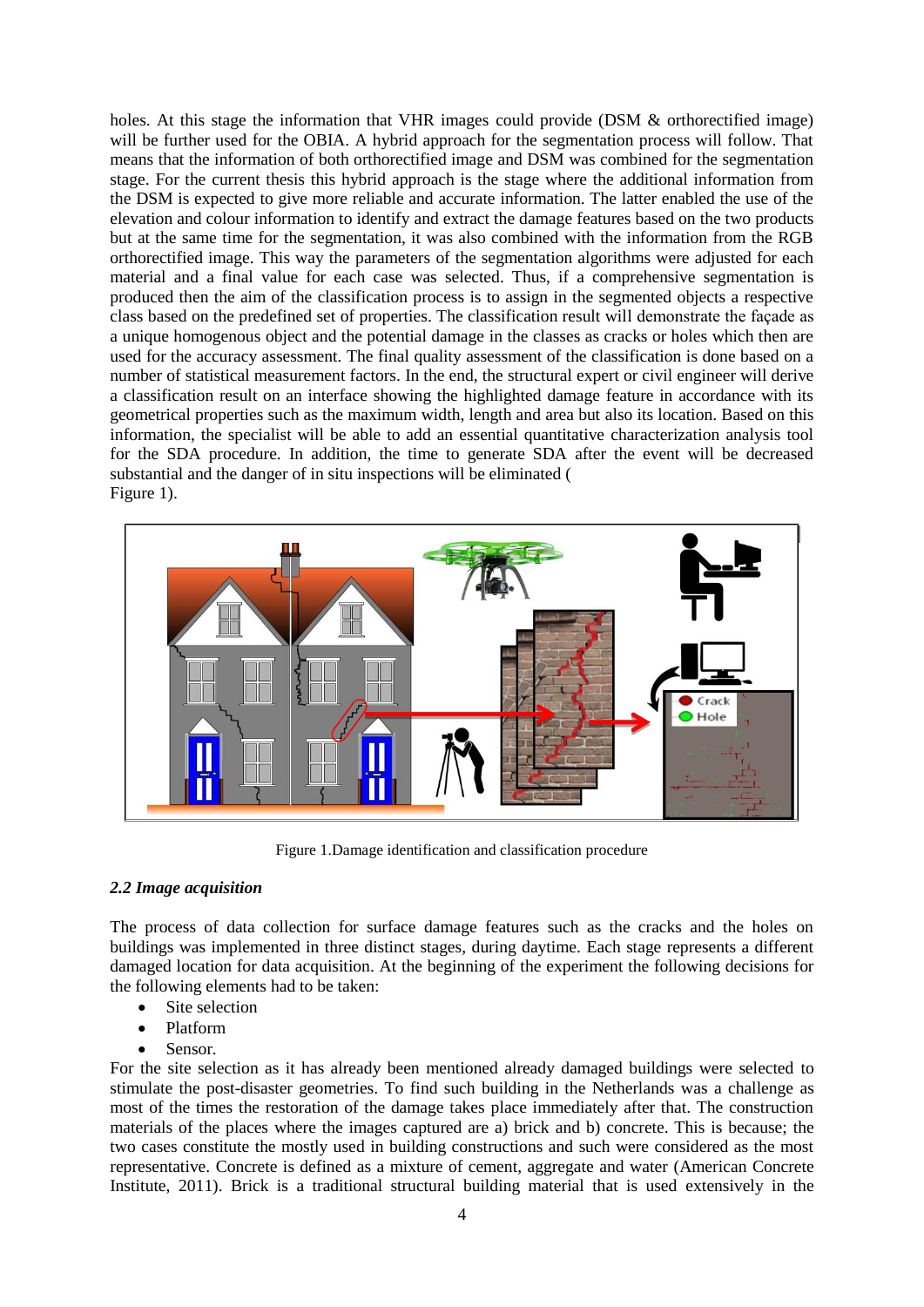holes. At this stage the information that VHR images could provide (DSM & orthorectified image) will be further used for the OBIA. A hybrid approach for the segmentation process will follow. That means that the information of both orthorectified image and DSM was combined for the segmentation stage. For the current thesis this hybrid approach is the stage where the additional information from the DSM is expected to give more reliable and accurate information. The latter enabled the use of the elevation and colour information to identify and extract the damage features based on the two products but at the same time for the segmentation, it was also combined with the information from the RGB orthorectified image. This way the parameters of the segmentation algorithms were adjusted for each material and a final value for each case was selected. Thus, if a comprehensive segmentation is produced then the aim of the classification process is to assign in the segmented objects a respective class based on the predefined set of properties. The classification result will demonstrate the façade as a unique homogenous object and the potential damage in the classes as cracks or holes which then are used for the accuracy assessment. The final quality assessment of the classification is done based on a number of statistical measurement factors. In the end, the structural expert or civil engineer will derive a classification result on an interface showing the highlighted damage feature in accordance with its geometrical properties such as the maximum width, length and area but also its location. Based on this information, the specialist will be able to add an essential quantitative characterization analysis tool for the SDA procedure. In addition, the time to generate SDA after the event will be decreased substantial and the danger of in situ inspections will be eliminated (
Figure 1).

Figure 1.Damage identification and classification procedure

### *2.2 Image acquisition*

The process of data collection for surface damage features such as the cracks and the holes on buildings was implemented in three distinct stages, during daytime. Each stage represents a different damaged location for data acquisition. At the beginning of the experiment the following decisions for the following elements had to be taken:

- Site selection
- Platform
- Sensor.

For the site selection as it has already been mentioned already damaged buildings were selected to stimulate the post-disaster geometries. To find such building in the Netherlands was a challenge as most of the times the restoration of the damage takes place immediately after that. The construction materials of the places where the images captured are a) brick and b) concrete. This is because; the two cases constitute the mostly used in building constructions and such were considered as the most representative. Concrete is defined as a mixture of cement, aggregate and water (American Concrete Institute, 2011). Brick is a traditional structural building material that is used extensively in the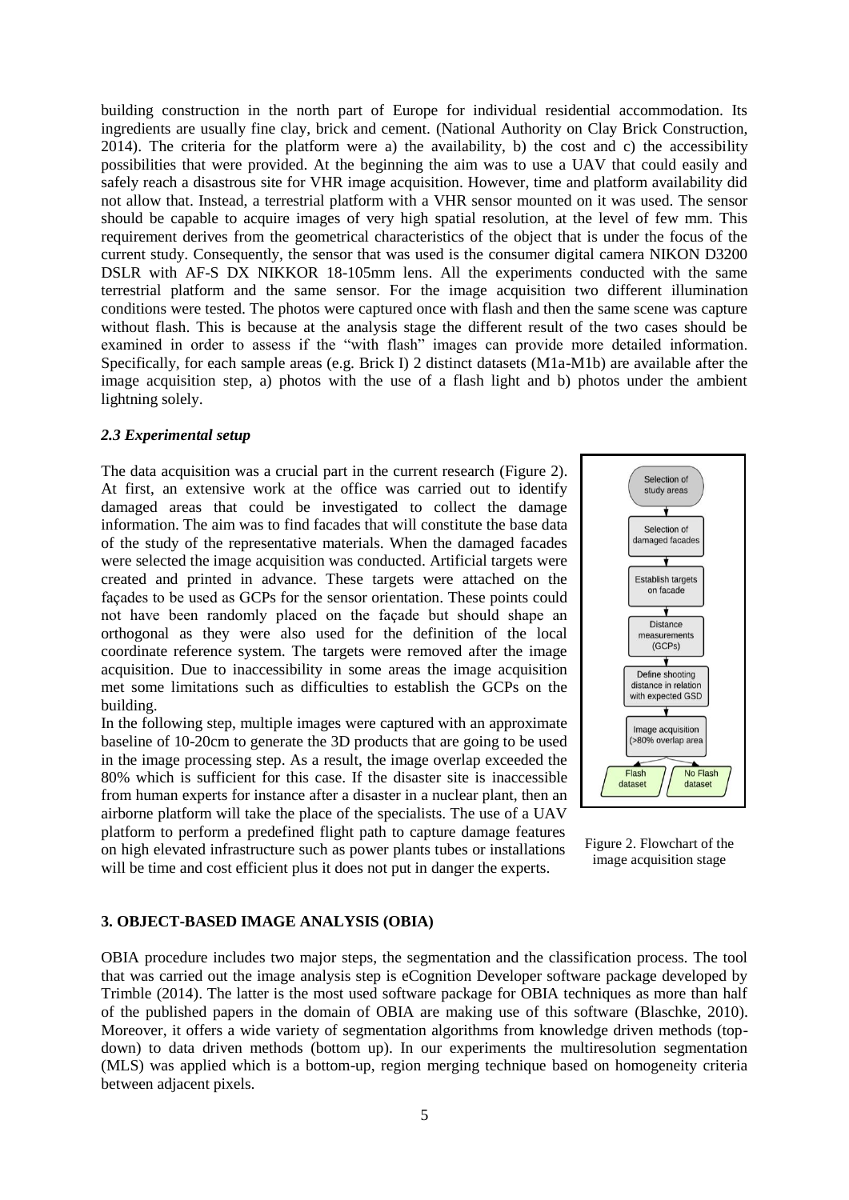building construction in the north part of Europe for individual residential accommodation. Its ingredients are usually fine clay, brick and cement. (National Authority on Clay Brick Construction, 2014). The criteria for the platform were a) the availability, b) the cost and c) the accessibility possibilities that were provided. At the beginning the aim was to use a UAV that could easily and safely reach a disastrous site for VHR image acquisition. However, time and platform availability did not allow that. Instead, a terrestrial platform with a VHR sensor mounted on it was used. The sensor should be capable to acquire images of very high spatial resolution, at the level of few mm. This requirement derives from the geometrical characteristics of the object that is under the focus of the current study. Consequently, the sensor that was used is the consumer digital camera NIKON D3200 DSLR with AF-S DX NIKKOR 18-105mm lens. All the experiments conducted with the same terrestrial platform and the same sensor. For the image acquisition two different illumination conditions were tested. The photos were captured once with flash and then the same scene was capture without flash. This is because at the analysis stage the different result of the two cases should be examined in order to assess if the "with flash" images can provide more detailed information. Specifically, for each sample areas (e.g. Brick I) 2 distinct datasets (M1a-M1b) are available after the image acquisition step, a) photos with the use of a flash light and b) photos under the ambient lightning solely.

### *2.3 Experimental setup*

The data acquisition was a crucial part in the current research (Figure 2). At first, an extensive work at the office was carried out to identify damaged areas that could be investigated to collect the damage information. The aim was to find facades that will constitute the base data of the study of the representative materials. When the damaged facades were selected the image acquisition was conducted. Artificial targets were created and printed in advance. These targets were attached on the façades to be used as GCPs for the sensor orientation. These points could not have been randomly placed on the façade but should shape an orthogonal as they were also used for the definition of the local coordinate reference system. The targets were removed after the image acquisition. Due to inaccessibility in some areas the image acquisition met some limitations such as difficulties to establish the GCPs on the building.

In the following step, multiple images were captured with an approximate baseline of 10-20cm to generate the 3D products that are going to be used in the image processing step. As a result, the image overlap exceeded the 80% which is sufficient for this case. If the disaster site is inaccessible from human experts for instance after a disaster in a nuclear plant, then an airborne platform will take the place of the specialists. The use of a UAV platform to perform a predefined flight path to capture damage features on high elevated infrastructure such as power plants tubes or installations will be time and cost efficient plus it does not put in danger the experts.

Selection of study areas → Selection of damaged facades → Establish targets on facade → Distance measurements (GCPs) → Define shooting distance in relation with expected GSD → Image acquisition (>80% overlap area) → Flash dataset / No Flash dataset

Figure 2. Flowchart of the image acquisition stage

## 3. OBJECT-BASED IMAGE ANALYSIS (OBIA)

OBIA procedure includes two major steps, the segmentation and the classification process. The tool that was carried out the image analysis step is eCognition Developer software package developed by Trimble (2014). The latter is the most used software package for OBIA techniques as more than half of the published papers in the domain of OBIA are making use of this software (Blaschke, 2010). Moreover, it offers a wide variety of segmentation algorithms from knowledge driven methods (top-down) to data driven methods (bottom up). In our experiments the multiresolution segmentation (MLS) was applied which is a bottom-up, region merging technique based on homogeneity criteria between adjacent pixels.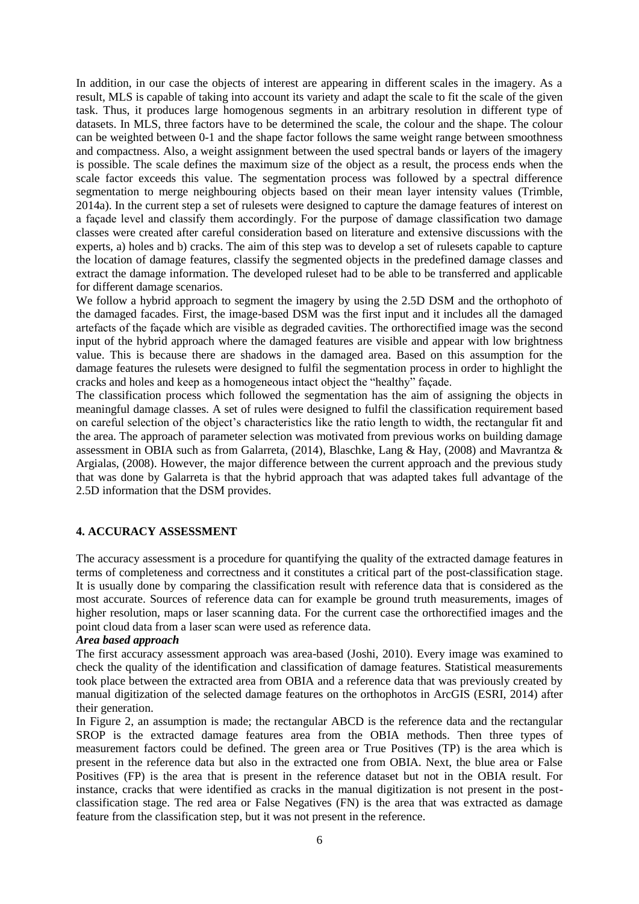In addition, in our case the objects of interest are appearing in different scales in the imagery. As a result, MLS is capable of taking into account its variety and adapt the scale to fit the scale of the given task. Thus, it produces large homogenous segments in an arbitrary resolution in different type of datasets. In MLS, three factors have to be determined the scale, the colour and the shape. The colour can be weighted between 0-1 and the shape factor follows the same weight range between smoothness and compactness. Also, a weight assignment between the used spectral bands or layers of the imagery is possible. The scale defines the maximum size of the object as a result, the process ends when the scale factor exceeds this value. The segmentation process was followed by a spectral difference segmentation to merge neighbouring objects based on their mean layer intensity values (Trimble, 2014a). In the current step a set of rulesets were designed to capture the damage features of interest on a façade level and classify them accordingly. For the purpose of damage classification two damage classes were created after careful consideration based on literature and extensive discussions with the experts, a) holes and b) cracks. The aim of this step was to develop a set of rulesets capable to capture the location of damage features, classify the segmented objects in the predefined damage classes and extract the damage information. The developed ruleset had to be able to be transferred and applicable for different damage scenarios.

We follow a hybrid approach to segment the imagery by using the 2.5D DSM and the orthophoto of the damaged facades. First, the image-based DSM was the first input and it includes all the damaged artefacts of the façade which are visible as degraded cavities. The orthorectified image was the second input of the hybrid approach where the damaged features are visible and appear with low brightness value. This is because there are shadows in the damaged area. Based on this assumption for the damage features the rulesets were designed to fulfil the segmentation process in order to highlight the cracks and holes and keep as a homogeneous intact object the "healthy" façade.

The classification process which followed the segmentation has the aim of assigning the objects in meaningful damage classes. A set of rules were designed to fulfil the classification requirement based on careful selection of the object's characteristics like the ratio length to width, the rectangular fit and the area. The approach of parameter selection was motivated from previous works on building damage assessment in OBIA such as from Galarreta, (2014), Blaschke, Lang & Hay, (2008) and Mavrantza & Argialas, (2008). However, the major difference between the current approach and the previous study that was done by Galarreta is that the hybrid approach that was adapted takes full advantage of the 2.5D information that the DSM provides.

## 4. ACCURACY ASSESSMENT

The accuracy assessment is a procedure for quantifying the quality of the extracted damage features in terms of completeness and correctness and it constitutes a critical part of the post-classification stage. It is usually done by comparing the classification result with reference data that is considered as the most accurate. Sources of reference data can for example be ground truth measurements, images of higher resolution, maps or laser scanning data. For the current case the orthorectified images and the point cloud data from a laser scan were used as reference data.

***Area based approach***

The first accuracy assessment approach was area-based (Joshi, 2010). Every image was examined to check the quality of the identification and classification of damage features. Statistical measurements took place between the extracted area from OBIA and a reference data that was previously created by manual digitization of the selected damage features on the orthophotos in ArcGIS (ESRI, 2014) after their generation.

In Figure 2, an assumption is made; the rectangular ABCD is the reference data and the rectangular SROP is the extracted damage features area from the OBIA methods. Then three types of measurement factors could be defined. The green area or True Positives (TP) is the area which is present in the reference data but also in the extracted one from OBIA. Next, the blue area or False Positives (FP) is the area that is present in the reference dataset but not in the OBIA result. For instance, cracks that were identified as cracks in the manual digitization is not present in the post-classification stage. The red area or False Negatives (FN) is the area that was extracted as damage feature from the classification step, but it was not present in the reference.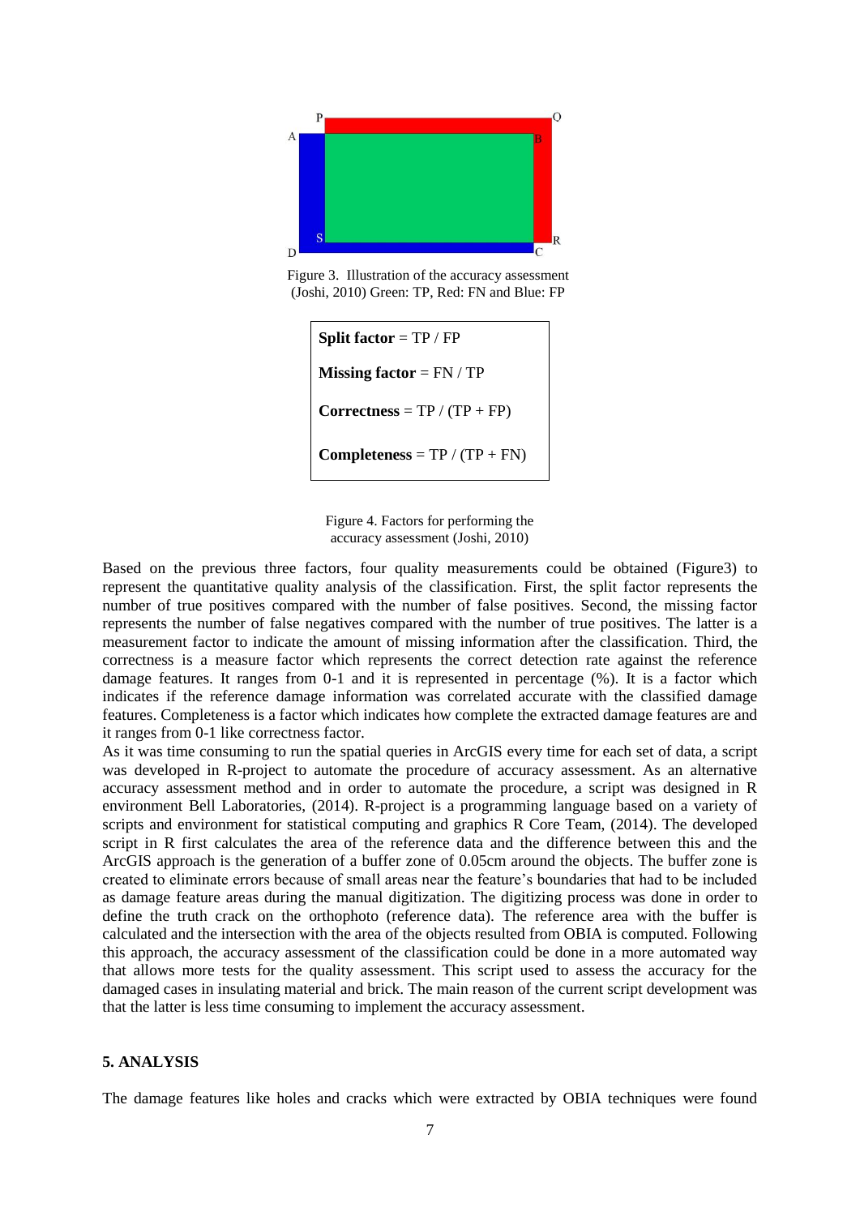Figure 3. Illustration of the accuracy assessment (Joshi, 2010) Green: TP, Red: FN and Blue: FP

**Split factor** = TP / FP

**Missing factor** = FN / TP

**Correctness** = TP / (TP + FP)

**Completeness** = TP / (TP + FN)

Figure 4. Factors for performing the accuracy assessment (Joshi, 2010)

Based on the previous three factors, four quality measurements could be obtained (Figure3) to represent the quantitative quality analysis of the classification. First, the split factor represents the number of true positives compared with the number of false positives. Second, the missing factor represents the number of false negatives compared with the number of true positives. The latter is a measurement factor to indicate the amount of missing information after the classification. Third, the correctness is a measure factor which represents the correct detection rate against the reference damage features. It ranges from 0-1 and it is represented in percentage (%). It is a factor which indicates if the reference damage information was correlated accurate with the classified damage features. Completeness is a factor which indicates how complete the extracted damage features are and it ranges from 0-1 like correctness factor.

As it was time consuming to run the spatial queries in ArcGIS every time for each set of data, a script was developed in R-project to automate the procedure of accuracy assessment. As an alternative accuracy assessment method and in order to automate the procedure, a script was designed in R environment Bell Laboratories, (2014). R-project is a programming language based on a variety of scripts and environment for statistical computing and graphics R Core Team, (2014). The developed script in R first calculates the area of the reference data and the difference between this and the ArcGIS approach is the generation of a buffer zone of 0.05cm around the objects. The buffer zone is created to eliminate errors because of small areas near the feature's boundaries that had to be included as damage feature areas during the manual digitization. The digitizing process was done in order to define the truth crack on the orthophoto (reference data). The reference area with the buffer is calculated and the intersection with the area of the objects resulted from OBIA is computed. Following this approach, the accuracy assessment of the classification could be done in a more automated way that allows more tests for the quality assessment. This script used to assess the accuracy for the damaged cases in insulating material and brick. The main reason of the current script development was that the latter is less time consuming to implement the accuracy assessment.

## 5. ANALYSIS

The damage features like holes and cracks which were extracted by OBIA techniques were found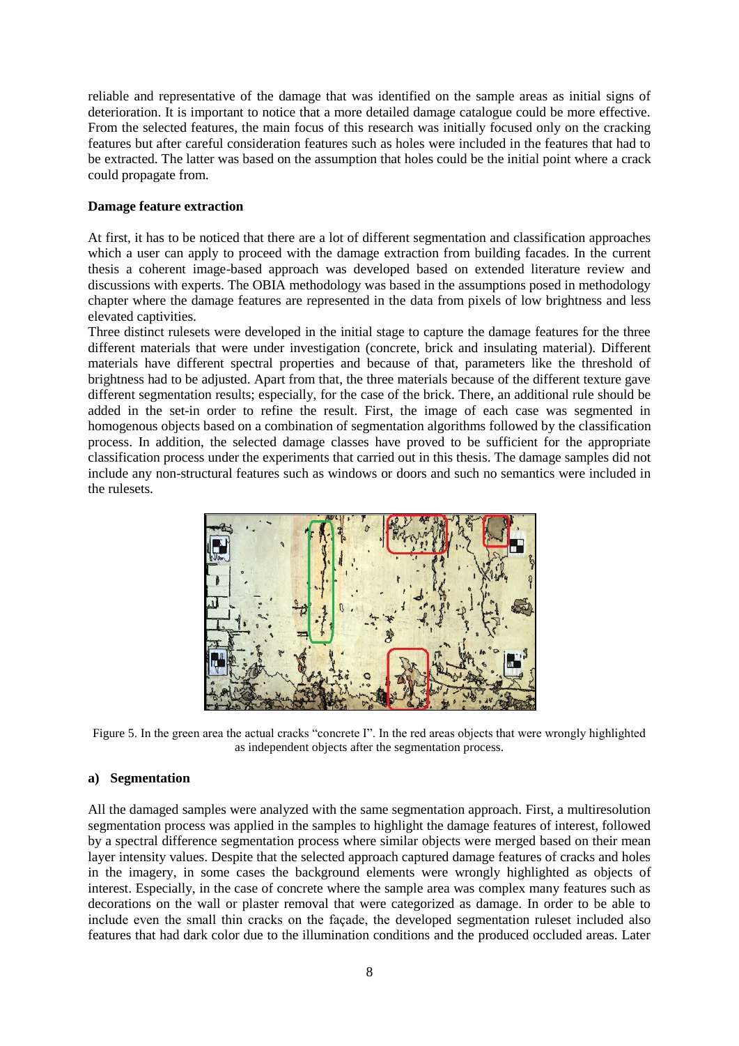reliable and representative of the damage that was identified on the sample areas as initial signs of deterioration. It is important to notice that a more detailed damage catalogue could be more effective. From the selected features, the main focus of this research was initially focused only on the cracking features but after careful consideration features such as holes were included in the features that had to be extracted. The latter was based on the assumption that holes could be the initial point where a crack could propagate from.

**Damage feature extraction**

At first, it has to be noticed that there are a lot of different segmentation and classification approaches which a user can apply to proceed with the damage extraction from building facades. In the current thesis a coherent image-based approach was developed based on extended literature review and discussions with experts. The OBIA methodology was based in the assumptions posed in methodology chapter where the damage features are represented in the data from pixels of low brightness and less elevated captivities.

Three distinct rulesets were developed in the initial stage to capture the damage features for the three different materials that were under investigation (concrete, brick and insulating material). Different materials have different spectral properties and because of that, parameters like the threshold of brightness had to be adjusted. Apart from that, the three materials because of the different texture gave different segmentation results; especially, for the case of the brick. There, an additional rule should be added in the set-in order to refine the result. First, the image of each case was segmented in homogenous objects based on a combination of segmentation algorithms followed by the classification process. In addition, the selected damage classes have proved to be sufficient for the appropriate classification process under the experiments that carried out in this thesis. The damage samples did not include any non-structural features such as windows or doors and such no semantics were included in the rulesets.

Figure 5. In the green area the actual cracks "concrete I". In the red areas objects that were wrongly highlighted as independent objects after the segmentation process.

**a) Segmentation**

All the damaged samples were analyzed with the same segmentation approach. First, a multiresolution segmentation process was applied in the samples to highlight the damage features of interest, followed by a spectral difference segmentation process where similar objects were merged based on their mean layer intensity values. Despite that the selected approach captured damage features of cracks and holes in the imagery, in some cases the background elements were wrongly highlighted as objects of interest. Especially, in the case of concrete where the sample area was complex many features such as decorations on the wall or plaster removal that were categorized as damage. In order to be able to include even the small thin cracks on the façade, the developed segmentation ruleset included also features that had dark color due to the illumination conditions and the produced occluded areas. Later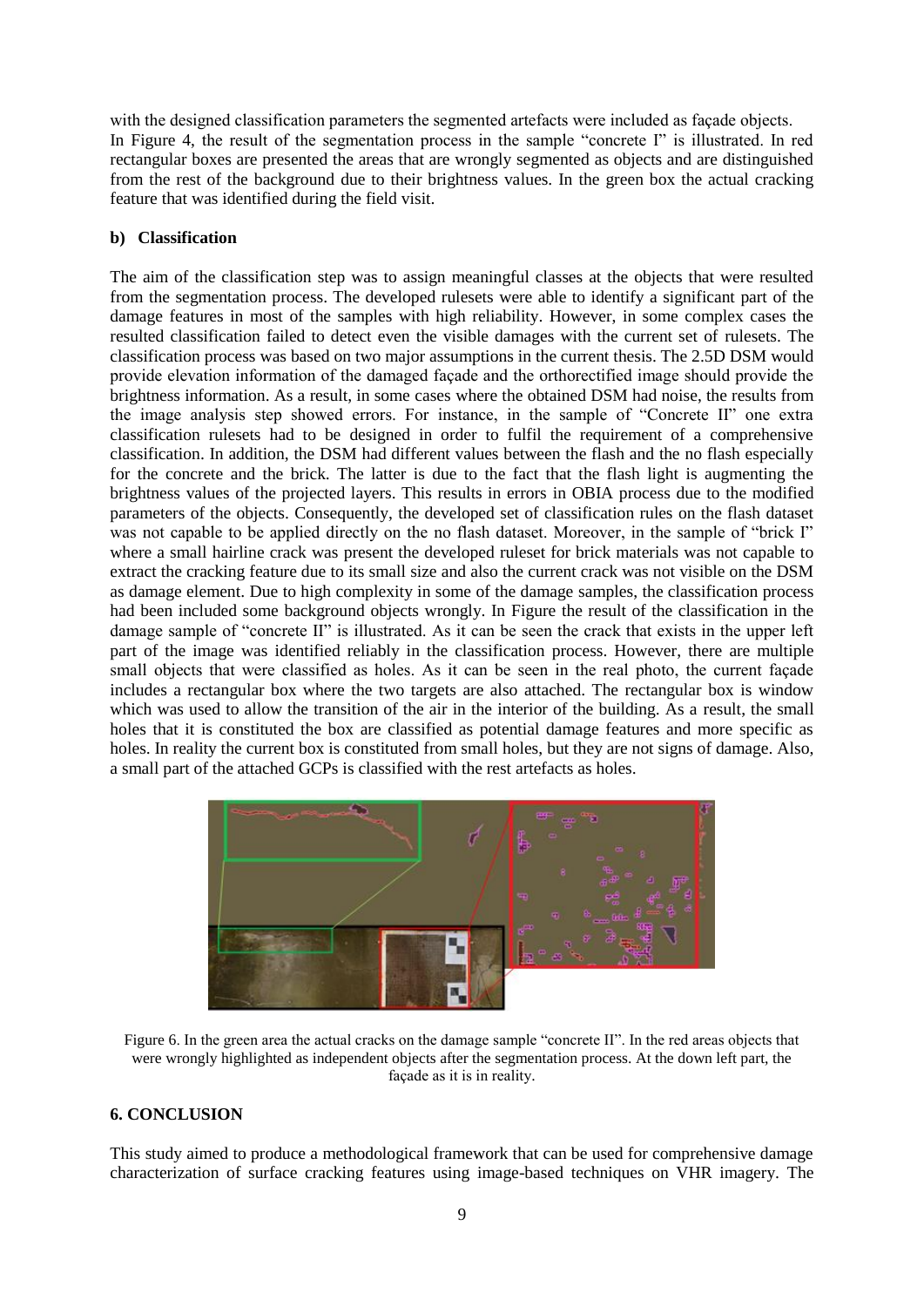with the designed classification parameters the segmented artefacts were included as façade objects. In Figure 4, the result of the segmentation process in the sample "concrete I" is illustrated. In red rectangular boxes are presented the areas that are wrongly segmented as objects and are distinguished from the rest of the background due to their brightness values. In the green box the actual cracking feature that was identified during the field visit.

**b) Classification**

The aim of the classification step was to assign meaningful classes at the objects that were resulted from the segmentation process. The developed rulesets were able to identify a significant part of the damage features in most of the samples with high reliability. However, in some complex cases the resulted classification failed to detect even the visible damages with the current set of rulesets. The classification process was based on two major assumptions in the current thesis. The 2.5D DSM would provide elevation information of the damaged façade and the orthorectified image should provide the brightness information. As a result, in some cases where the obtained DSM had noise, the results from the image analysis step showed errors. For instance, in the sample of "Concrete II" one extra classification rulesets had to be designed in order to fulfil the requirement of a comprehensive classification. In addition, the DSM had different values between the flash and the no flash especially for the concrete and the brick. The latter is due to the fact that the flash light is augmenting the brightness values of the projected layers. This results in errors in OBIA process due to the modified parameters of the objects. Consequently, the developed set of classification rules on the flash dataset was not capable to be applied directly on the no flash dataset. Moreover, in the sample of "brick I" where a small hairline crack was present the developed ruleset for brick materials was not capable to extract the cracking feature due to its small size and also the current crack was not visible on the DSM as damage element. Due to high complexity in some of the damage samples, the classification process had been included some background objects wrongly. In Figure the result of the classification in the damage sample of "concrete II" is illustrated. As it can be seen the crack that exists in the upper left part of the image was identified reliably in the classification process. However, there are multiple small objects that were classified as holes. As it can be seen in the real photo, the current façade includes a rectangular box where the two targets are also attached. The rectangular box is window which was used to allow the transition of the air in the interior of the building. As a result, the small holes that it is constituted the box are classified as potential damage features and more specific as holes. In reality the current box is constituted from small holes, but they are not signs of damage. Also, a small part of the attached GCPs is classified with the rest artefacts as holes.

Figure 6. In the green area the actual cracks on the damage sample "concrete II". In the red areas objects that were wrongly highlighted as independent objects after the segmentation process. At the down left part, the façade as it is in reality.

## 6. CONCLUSION

This study aimed to produce a methodological framework that can be used for comprehensive damage characterization of surface cracking features using image-based techniques on VHR imagery. The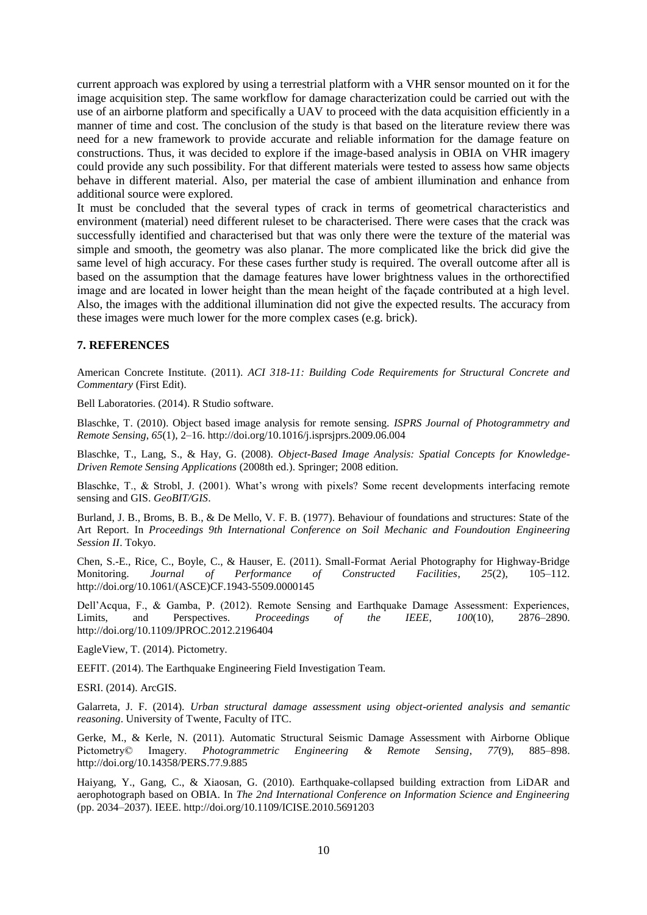current approach was explored by using a terrestrial platform with a VHR sensor mounted on it for the image acquisition step. The same workflow for damage characterization could be carried out with the use of an airborne platform and specifically a UAV to proceed with the data acquisition efficiently in a manner of time and cost. The conclusion of the study is that based on the literature review there was need for a new framework to provide accurate and reliable information for the damage feature on constructions. Thus, it was decided to explore if the image-based analysis in OBIA on VHR imagery could provide any such possibility. For that different materials were tested to assess how same objects behave in different material. Also, per material the case of ambient illumination and enhance from additional source were explored.

It must be concluded that the several types of crack in terms of geometrical characteristics and environment (material) need different ruleset to be characterised. There were cases that the crack was successfully identified and characterised but that was only there were the texture of the material was simple and smooth, the geometry was also planar. The more complicated like the brick did give the same level of high accuracy. For these cases further study is required. The overall outcome after all is based on the assumption that the damage features have lower brightness values in the orthorectified image and are located in lower height than the mean height of the façade contributed at a high level. Also, the images with the additional illumination did not give the expected results. The accuracy from these images were much lower for the more complex cases (e.g. brick).

## 7. REFERENCES

American Concrete Institute. (2011). *ACI 318-11: Building Code Requirements for Structural Concrete and Commentary* (First Edit).

Bell Laboratories. (2014). R Studio software.

Blaschke, T. (2010). Object based image analysis for remote sensing. *ISPRS Journal of Photogrammetry and Remote Sensing*, *65*(1), 2–16. http://doi.org/10.1016/j.isprsjprs.2009.06.004

Blaschke, T., Lang, S., & Hay, G. (2008). *Object-Based Image Analysis: Spatial Concepts for Knowledge-Driven Remote Sensing Applications* (2008th ed.). Springer; 2008 edition.

Blaschke, T., & Strobl, J. (2001). What's wrong with pixels? Some recent developments interfacing remote sensing and GIS. *GeoBIT/GIS*.

Burland, J. B., Broms, B. B., & De Mello, V. F. B. (1977). Behaviour of foundations and structures: State of the Art Report. In *Proceedings 9th International Conference on Soil Mechanic and Foundoution Engineering Session II*. Tokyo.

Chen, S.-E., Rice, C., Boyle, C., & Hauser, E. (2011). Small-Format Aerial Photography for Highway-Bridge Monitoring. *Journal of Performance of Constructed Facilities*, *25*(2), 105–112. http://doi.org/10.1061/(ASCE)CF.1943-5509.0000145

Dell'Acqua, F., & Gamba, P. (2012). Remote Sensing and Earthquake Damage Assessment: Experiences, Limits, and Perspectives. *Proceedings of the IEEE*, *100*(10), 2876–2890. http://doi.org/10.1109/JPROC.2012.2196404

EagleView, T. (2014). Pictometry.

EEFIT. (2014). The Earthquake Engineering Field Investigation Team.

ESRI. (2014). ArcGIS.

Galarreta, J. F. (2014). *Urban structural damage assessment using object-oriented analysis and semantic reasoning*. University of Twente, Faculty of ITC.

Gerke, M., & Kerle, N. (2011). Automatic Structural Seismic Damage Assessment with Airborne Oblique Pictometry© Imagery. *Photogrammetric Engineering & Remote Sensing*, *77*(9), 885–898. http://doi.org/10.14358/PERS.77.9.885

Haiyang, Y., Gang, C., & Xiaosan, G. (2010). Earthquake-collapsed building extraction from LiDAR and aerophotograph based on OBIA. In *The 2nd International Conference on Information Science and Engineering* (pp. 2034–2037). IEEE. http://doi.org/10.1109/ICISE.2010.5691203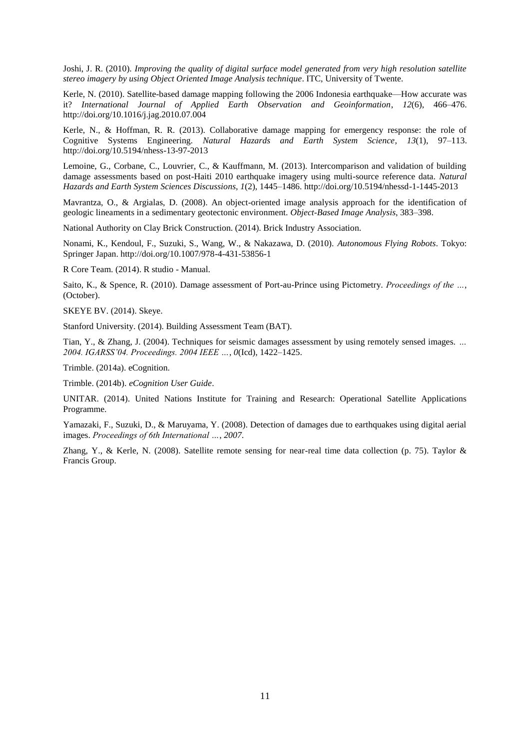Joshi, J. R. (2010). *Improving the quality of digital surface model generated from very high resolution satellite stereo imagery by using Object Oriented Image Analysis technique*. ITC, University of Twente.

Kerle, N. (2010). Satellite-based damage mapping following the 2006 Indonesia earthquake—How accurate was it? *International Journal of Applied Earth Observation and Geoinformation*, *12*(6), 466–476. http://doi.org/10.1016/j.jag.2010.07.004

Kerle, N., & Hoffman, R. R. (2013). Collaborative damage mapping for emergency response: the role of Cognitive Systems Engineering. *Natural Hazards and Earth System Science*, *13*(1), 97–113. http://doi.org/10.5194/nhess-13-97-2013

Lemoine, G., Corbane, C., Louvrier, C., & Kauffmann, M. (2013). Intercomparison and validation of building damage assessments based on post-Haiti 2010 earthquake imagery using multi-source reference data. *Natural Hazards and Earth System Sciences Discussions*, *1*(2), 1445–1486. http://doi.org/10.5194/nhessd-1-1445-2013

Mavrantza, O., & Argialas, D. (2008). An object-oriented image analysis approach for the identification of geologic lineaments in a sedimentary geotectonic environment. *Object-Based Image Analysis*, 383–398.

National Authority on Clay Brick Construction. (2014). Brick Industry Association.

Nonami, K., Kendoul, F., Suzuki, S., Wang, W., & Nakazawa, D. (2010). *Autonomous Flying Robots*. Tokyo: Springer Japan. http://doi.org/10.1007/978-4-431-53856-1

R Core Team. (2014). R studio - Manual.

Saito, K., & Spence, R. (2010). Damage assessment of Port-au-Prince using Pictometry. *Proceedings of the …*, (October).

SKEYE BV. (2014). Skeye.

Stanford University. (2014). Building Assessment Team (BAT).

Tian, Y., & Zhang, J. (2004). Techniques for seismic damages assessment by using remotely sensed images. *… 2004. IGARSS'04. Proceedings. 2004 IEEE …*, *0*(Icd), 1422–1425.

Trimble. (2014a). eCognition.

Trimble. (2014b). *eCognition User Guide*.

UNITAR. (2014). United Nations Institute for Training and Research: Operational Satellite Applications Programme.

Yamazaki, F., Suzuki, D., & Maruyama, Y. (2008). Detection of damages due to earthquakes using digital aerial images. *Proceedings of 6th International …*, *2007*.

Zhang, Y., & Kerle, N. (2008). Satellite remote sensing for near-real time data collection (p. 75). Taylor & Francis Group.